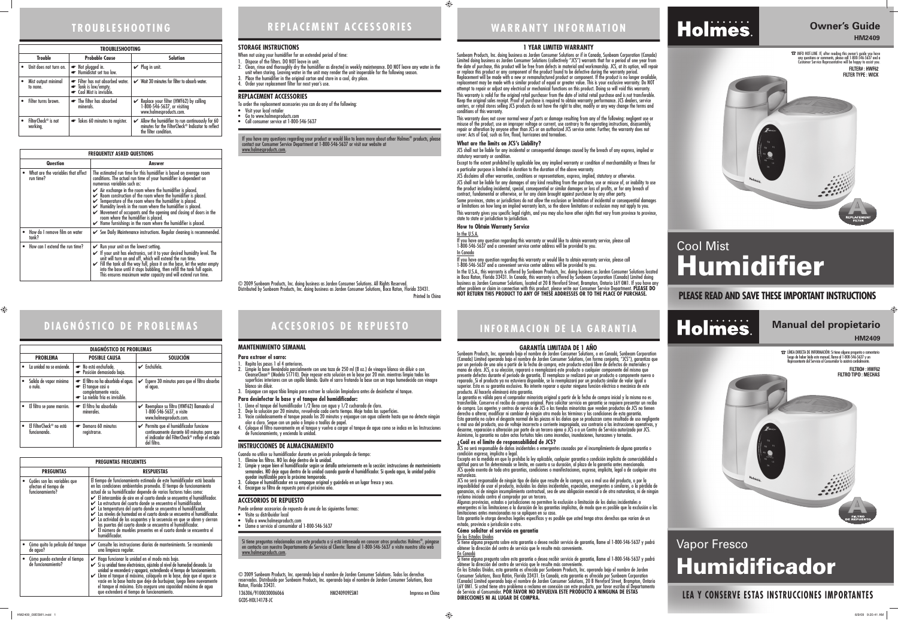# TROUBLESHOOTING

| TROUBLESHOOTING | | |
|---|---|---|
| **Trouble** | **Probable Cause** | **Solution** |
| • Unit does not turn on. | ☛ Not plugged in. ☛ Humidistat set too low. | ✔ Plug in unit. |
| • Mist output minimal to none. | ☛ Filter has not absorbed water. ☛ Tank is low/empty. ☛ Cool Mist is invisible. | ✔ Wait 30 minutes for filter to absorb water. |
| • Filter turns brown. | ☛ The filter has absorbed minerals. | ✔ Replace your filter (HWF62) by calling 1-800-546-5637, or visiting www.holmesproducts.com. |
| • FilterCheck® is not working. | ☛ Takes 60 minutes to register. | ✔ Allow the humidifier to run continuously for 60 minutes for the FilterCheck® Indicator to reflect the filter condition. |

| FREQUENTLY ASKED QUESTIONS | |
|---|---|
| **Question** | **Answer** |
| • What are the variables that affect run time? | The estimated run time for this humidifier is based on average room conditions. The actual run time of your humidifier is dependent on numerous variables such as: ✔ Air exchange in the room where the humidifier is placed. ✔ Room construction of the room where the humidifier is placed. ✔ Temperature of the room where the humidifier is placed. ✔ Humidity levels in the room where the humidifier is placed. ✔ Movement of occupants and the opening and closing of doors in the room where the humidifier is placed. ✔ Home furnishings in the room where the humidifier is placed. |
| • How do I remove film on water tank? | ✔ See Daily Maintenance instructions. Regular cleaning is recommended. |
| • How can I extend the run time? | ✔ Run your unit on the lowest setting. ✔ If your unit has electronics, set it to your desired humidity level. The unit will turn on and off, which will extend the run time. ✔ Fill the tank all the way full, place it on the base, let the water empty into the base until it stops bubbling, then refill the tank full again. This ensures maximum water capacity and will extend run time. |

# REPLACEMENT ACCESSORIES

### STORAGE INSTRUCTIONS

When not using your humidifier for an extended period of time:

1. Dispose of the filters. DO NOT leave in unit.
2. Clean, rinse and thoroughly dry the humidifier as directed in weekly maintenance. DO NOT leave any water in the unit when storing. Leaving water in the unit may render the unit inoperable for the following season.
3. Place the humidifier in the original carton and store in a cool, dry place.
4. Order your replacement filter for next year's use.

### REPLACEMENT ACCESSORIES

To order the replacement accessories you can do any of the following:

- Visit your local retailer
- Go to www.holmesproducts.com
- Call consumer service at 1-800-546-5637

If you have any questions regarding your product or would like to learn more about other Holmes® products, please contact our Consumer Service Department at 1-800-546-5637 or visit our website at www.holmesproducts.com.

© 2009 Sunbeam Products, Inc. doing business as Jarden Consumer Solutions. All Rights Reserved.
Distributed by Sunbeam Products, Inc. doing business as Jarden Consumer Solutions, Boca Raton, Florida 33431.

Printed In China

# WARRANTY INFORMATION

### 1 YEAR LIMITED WARRANTY

Sunbeam Products, Inc. doing business as Jarden Consumer Solutions or if in Canada, Sunbeam Corporation (Canada) Limited doing business as Jarden Consumer Solutions (collectively "JCS") warrants that for a period of one year from the date of purchase, this product will be free from defects in material and workmanship. JCS, at its option, will repair or replace this product or any component of the product found to be defective during the warranty period. Replacement will be made with a new or remanufactured product or component. If the product is no longer available, replacement may be made with a similar product of equal or greater value. This is your exclusive warranty. Do NOT attempt to repair or adjust any electrical or mechanical functions on this product. Doing so will void this warranty.

This warranty is valid for the original retail purchaser from the date of initial retail purchase and is not transferable. Keep the original sales receipt. Proof of purchase is required to obtain warranty performance. JCS dealers, service centers, or retail stores selling JCS products do not have the right to alter, modify or any way change the terms and conditions of this warranty.

This warranty does not cover normal wear of parts or damage resulting from any of the following: negligent use or misuse of the product, use on improper voltage or current, use contrary to the operating instructions, disassembly, repair or alteration by anyone other than JCS or an authorized JCS service center. Further, the warranty does not cover: Acts of God, such as fire, flood, hurricanes and tornadoes.

**What are the limits on JCS's Liability?**

JCS shall not be liable for any incidental or consequential damages caused by the breach of any express, implied or statutory warranty or condition.

Except to the extent prohibited by applicable law, any implied warranty or condition of merchantability or fitness for a particular purpose is limited in duration to the duration of the above warranty.

JCS disclaims all other warranties, conditions or representations, express, implied, statutory or otherwise.

JCS shall not be liable for any damages of any kind resulting from the purchase, use or misuse of, or inability to use the product including incidental, special, consequential or similar damages or loss of profits, or for any breach of contract, fundamental or otherwise, or for any claim brought against purchaser by any other party.

Some provinces, states or jurisdictions do not allow the exclusion or limitation of incidental or consequential damages or limitations on how long an implied warranty lasts, so the above limitations or exclusion may not apply to you.

This warranty gives you specific legal rights, and you may also have other rights that vary from province to province, state to state or jurisdiction to jurisdiction.

**How to Obtain Warranty Service**

In the U.S.A.

If you have any question regarding this warranty or would like to obtain warranty service, please call 1-800-546-5637 and a convenient service center address will be provided to you.

In Canada

If you have any question regarding this warranty or would like to obtain warranty service, please call 1-800-546-5637 and a convenient service center address will be provided to you.

In the U.S.A., this warranty is offered by Sunbeam Products, Inc. doing business as Jarden Consumer Solutions located in Boca Raton, Florida 33431. In Canada, this warranty is offered by Sunbeam Corporation (Canada) Limited doing business as Jarden Consumer Solutions, located at 20 B Hereford Street, Brampton, Ontario L6Y 0M1. If you have any other problem or claim in connection with this product, please write our Consumer Service Department. **PLEASE DO NOT RETURN THIS PRODUCT TO ANY OF THESE ADDRESSES OR TO THE PLACE OF PURCHASE.**

# Holmes.

## Owner's Guide

**HM2409**

☎ INFO HOT-LINE: If, after reading this owner's guide you have any questions or comments, please call 1-800-546-5637 and a Customer Service Representative will be happy to assist you.

**FILTER# : HWF62**
**FILTER TYPE : WICK**

REPLACEMENT FILTER

# Cool Mist Humidifier

**PLEASE READ AND SAVE THESE IMPORTANT INSTRUCTIONS**

# DIAGNÓSTICO DE PROBLEMAS

| DIAGNÓSTICO DE PROBLEMAS | | |
|---|---|---|
| **PROBLEMA** | **POSIBLE CAUSA** | **SOLUCIÓN** |
| • La unidad no se enciende. | ☛ No está enchufada. ☛ Posición demasiado baja. | ✔ Enchúfela. |
| • Salida de vapor mínima o nula. | ☛ El filtro no ha absorbido el agua. ☛ El tanque casi o completamente vacío. ☛ La niebla fría es invisible. | ✔ Espere 30 minutos para que el filtro absorba el agua. |
| • El filtro se pone marrón. | ☛ El filtro ha absorbido minerales. | ✔ Reemplace su filtro (HWF62) llamando al 1-800-546-5637, o visite www.holmesproducts.com. |
| • El FilterCheck® no está funcionando. | ☛ Demora 60 minutos registrarse. | ✔ Permita que el humidificador funcione continuamente durante 60 minutos para que el indicador del FilterCheck® refleje el estado del filtro. |

| PREGUNTAS FRECUENTES | |
|---|---|
| **PREGUNTAS** | **RESPUESTAS** |
| • Cuáles son las variables que afectan el tiempo de funcionamiento? | El tiempo de funcionamiento estimado de este humidificador está basado en las condiciones ambientales promedio. El tiempo de funcionamiento actual de su humidificador depende de varios factores tales como: ✔ El intercambio de aire en el cuarto donde se encuentra el humidificador. ✔ La estructura del cuarto donde se encuentra el humidificador. ✔ La temperatura del cuarto donde se encuentra el humidificador. ✔ Los niveles de humedad en el cuarto donde se encuentra el humidificador. ✔ La actividad de los ocupantes y la secuencia en que se abren y cierran las puertas del cuarto donde se encuentra el humidificador. ✔ El número de muebles presentes en el cuarto donde se encuentra el humidificador. |
| • Cómo quito la película del tanque de agua? | ✔ Consulte las instrucciones diarias de mantenimiento. Se recomienda una limpieza regular. |
| • Cómo puedo extender el tiempo de funcionamiento? | ✔ Haga funcionar la unidad en el modo más bajo. ✔ Si su unidad tiene electrónicos, ajústela al nivel de humedad deseado. La unidad se encenderá y apagará, extendiendo el tiempo de funcionamiento. ✔ Llene el tanque al máximo, colóquelo en la base, deje que el agua se vacíe en la base hasta que deje de burbujear, luego llene nuevamente el tanque al máximo. Esto asegura una capacidad máxima de agua que extenderá el tiempo de funcionamiento. |

# ACCESORIOS DE REPUESTO

### MANTENIMIENTO SEMANAL

**Para extraer el sarro:**

1. Repita los pasos 1 al 4 anteriores.
2. Limpie la base llenándola parcialmente con una taza de 250 ml (8 oz.) de vinagre blanco sin diluir o con CleanseClean® (Modelo ST710). Deje reposar esta solución en la base por 20 min. mientras limpia todas las superficies interiores con un cepillo blando. Quite el sarro frotando la base con un trapo humedecido con vinagre blanco sin diluir.
3. Enjuague con agua tibia limpia para extraer la solución limpiadora antes de desinfectar el tanque.

**Para desinfectar la base y el tanque del humidificador:**

1. Llene el tanque del humidificador 1/2 lleno con agua y 1/2 cucharada de cloro.
2. Deje la solución por 20 minutos, revuélvala cada cierto tiempo. Moje todas las superficies.
3. Vacíe cuidadosamente el tanque pasado los 20 minutos y enjuague con agua caliente hasta que no detecte ningún olor a cloro. Seque con un paño o limpio o toallas de papel.
4. Coloque el filtro nuevamente en el tanque y vuelva a cargar el tanque de agua como se indica en las Instrucciones de Funcionamiento, y encienda la unidad.

### INSTRUCCIONES DE ALMACENAMIENTO

Cuando no utilice su humidificador durante un período prolongado de tiempo:

1. Elimine los filtros. NO los deje dentro de la unidad.
2. Limpie y seque bien el humidificador según se detalla anteriormente en la sección: instrucciones de mantenimiento semanales. NO deje agua dentro de la unidad cuando guarde el humidificador. Si queda agua, la unidad podría quedar inutilizable para la próxima temporada.
3. Coloque el humidificador en su empaque original y guárdelo en un lugar fresco y seco.
4. Encargue su filtro de repuesto para el próximo año.

### ACCESORIOS DE REPUESTO

Puede ordenar accesorios de repuesto de una de las siguientes formas:

- Visite su distribuidor local
- Vaya a www.holmesproducts.com
- Llame a servicio al consumidor al 1-800-546-5637

Si tiene preguntas relacionadas con este producto o si está interesado en conocer otros productos Holmes®, póngase en contacto con nuestro Departamento de Servicio al Cliente: llame al 1-800-546-5637 o visite nuestro sitio web www.holmesproducts.com.

© 2009 Sunbeam Products, Inc. operando bajo el nombre de Jarden Consumer Solutions. Todos los derechos reservados. Distribuido por Sunbeam Products, Inc. operando bajo el nombre de Jarden Consumer Solutions, Boca Raton, Florida 33431.

136306/9100030006066 HM240909ESM1 Impreso en China
GCDS-HOL14178-JC

# INFORMACION DE LA GARANTIA

### GARANTÍA LIMITADA DE 1 AÑO

Sunbeam Products, Inc. operando bajo el nombre de Jarden Consumer Solutions, o en Canadá, Sunbeam Corporation (Canada) Limited operando bajo el nombre de Jarden Consumer Solutions, (en forma conjunta, "JCS"), garantiza que por un período de uno año a partir de la fecha de compra, este producto estará libre de defectos de materiales y mano de obra. JCS, a su elección, reparará o reemplazará este producto o cualquier componente del mismo que presente defectos durante el período de garantía. El reemplazo se realizará por un producto o componente nuevo o reparado. Si el producto ya no estuviera disponible, se lo reemplazará por un producto similar de valor igual o superior. Ésta es su garantía exclusiva. No intente reparar o ajustar ninguna función eléctrica o mecánica de este producto. Al hacerlo elimínará ésta garantía.

La garantía es válida para el comprador minorista original a partir de la fecha de compra inicial y la misma no es transferible. Conserve el recibo de compra original. Para solicitar servicio en garantía se requiere presentar un recibo de compra. Los agentes y centros de servicio de JCS o las tiendas minoristas que venden productos de JCS no tienen derecho a alterar, modificar ni cambiar de ningún otro modo los términos y las condiciones de esta garantía.

Esta garantía no cubre el desgaste normal de las piezas ni los daños que se produzcan como resultado de uso negligente o mal uso del producto, uso de voltaje incorrecto o corriente inapropiada, uso contrario a las instrucciones operativas, y desarme, reparación o alteración por parte de un tercero ajeno a JCS o a un Centro de Servicio autorizado por JCS. Asimismo, la garantía no cubre actos fortuitos tales como incendios, inundaciones, huracanes y tornados.

**¿Cuál es el límite de responsabilidad de JCS?**

JCS no será responsable de daños incidentales o emergentes causados por el incumplimiento de alguna garantía o condición expresa, implícita o legal.

Excepto en la medida en que lo prohíba la ley aplicable, cualquier garantía o condición implícita de comerciabilidad o aptitud para un fin determinado se limita, en cuanto a su duración, al plazo de la garantía antes mencionada.

JCS queda exenta de toda otra garantías, condiciones o manifestaciones, expresa, implícita, legal o de cualquier otra naturaleza.

JCS no será responsable de ningún tipo de daño que resulte de la compra, uso o mal uso del producto, o por la imposibilidad de usar el producto, incluidos los daños incidentales, especiales, emergentes o similares, o la pérdida de ganancias, ni de ningún incumplimiento contractual, sea de una obligación esencial o de otra naturaleza, ni de ningún reclamo iniciado contra el comprador por un tercero.

Algunas provincias, estados o jurisdicciones no permiten la exclusión o limitación de los daños incidentales o emergentes ni las limitaciones a la duración de las garantías implícitas, de modo que es posible que la exclusión o las limitaciones antes mencionadas no se apliquen en su caso.

Esta garantía le otorga derechos legales específicos y es posible que usted tenga otros derechos que varían de un estado, provincia o jurisdicción a otro.

**Cómo solicitar el servicio en garantía**

En los Estados Unidos

Si tiene alguna pregunta sobre esta garantía o desea recibir servicio de garantía, llame al 1-800-546-5637 y podrá obtener la dirección del centro de servicio que le resulte más conveniente.

En Canadá

Si tiene alguna pregunta sobre esta garantía o desea recibir servicio de garantía, llame al 1-800-546-5637 y podrá obtener la dirección del centro de servicio que le resulte más conveniente.

En los Estados Unidos, esta garantía es ofrecida por Sunbeam Products, Inc. operando bajo el nombre de Jarden Consumer Solutions, Boca Raton, Florida 33431. En Canadá, esta garantía es ofrecida por Sunbeam Corporation (Canada) Limited operando bajo el nombre de Jarden Consumer Solutions, 20 B Hereford Street, Brampton, Ontario L6Y 0M1. Si usted tiene otro problema o reclamo en conexión con este producto, por favor escriba al Departamento de Servicio al Consumidor. **POR FAVOR NO DEVUELVA ESTE PRODUCTO A NINGUNA DE ESTAS DIRECCIONES NI AL LUGAR DE COMPRA.**

# Holmes.

## Manual del propietario

**HM2409**

☎ LÍNEA DIRECTA DE INFORMACIÓN: Si tiene alguna pregunta o comentario luego de haber leído este manual, llame al 1-800-546-5637 y un Representante del Servicio al Consumidor lo asistirá cordialmente.

**FILTRO# : HWF62**
**FILTRO TIPO : MECHAS**

FILTRO DE REPUESTO

# Vapor Fresco Humidificador

**LEA Y CONSERVE ESTAS INSTRUCCIONES IMPORTANTES**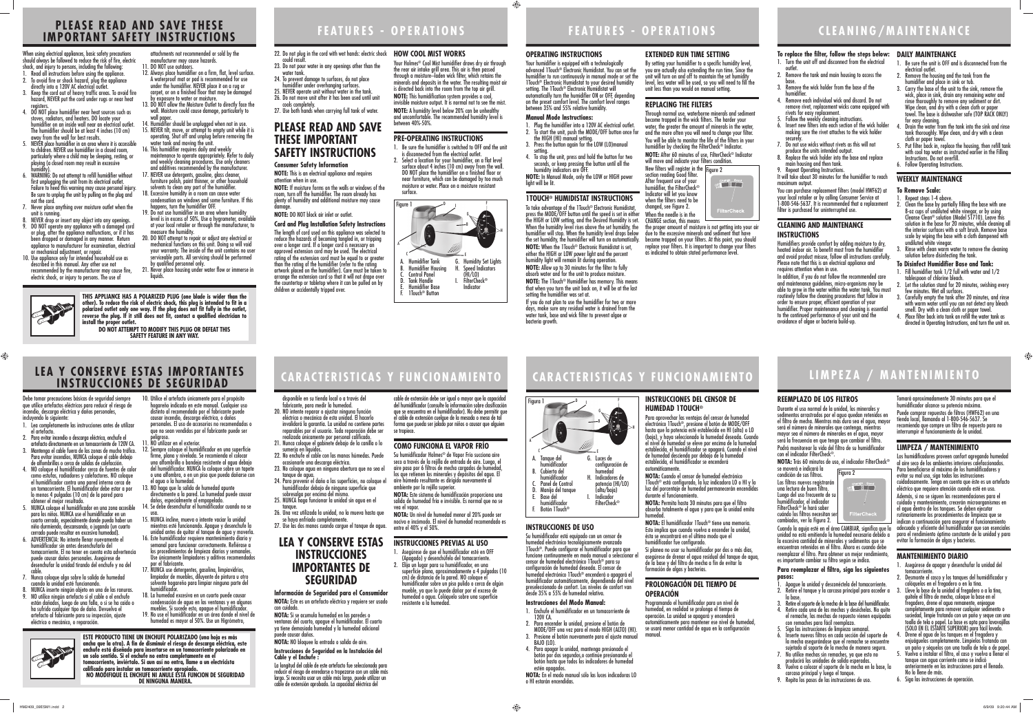# PLEASE READ AND SAVE THESE IMPORTANT SAFETY INSTRUCTIONS

When using electrical appliances, basic safety precautions should always be followed to reduce the risk of fire, electric shock, and injury to persons, including the following:

1. Read all instructions before using the appliance.
2. To avoid fire or shock hazard, plug the appliance directly into a 120V AC electrical outlet.
3. Keep the cord out of heavy traffic areas. To avoid fire hazard, NEVER put the cord under rugs or near heat registers.
4. DO NOT place humidifier near heat sources such as stoves, radiators, and heaters. DO locate your humidifier on an inside wall near an electrical outlet. The humidifier should be at least 4 inches (10 cm) away from the wall for best results.
5. NEVER place humidifier in an area where it is accessible to children. NEVER use humidifier in a closed room, particularly where a child may be sleeping, resting, or playing (a closed room may result in excessive humidity).
6. WARNING: Do not attempt to refill humidifier without first unplugging the unit from its electrical outlet. Failure to heed this warning may cause personal injury. Be sure to unplug the unit by pulling on the plug and not the cord.
7. Never place anything over moisture outlet when the unit is running.
8. NEVER drop or insert any object into any openings.
9. DO NOT operate any appliance with a damaged cord or plug, after the appliance malfunctions, or if it has been dropped or damaged in any manner. Return appliance to manufacturer for examination, electrical or mechanical adjustment, or repair.
10. Use appliance only for intended household use as described in this manual. Any other use not recommended by the manufacturer may cause fire, electric shock, or injury to persons. The use of attachments not recommended or sold by the manufacturer may cause hazards.
11. DO NOT use outdoors.
12. Always place humidifier on a firm, flat, level surface. A waterproof mat or pad is recommended for use under the humidifier. NEVER place it on a rug or carpet, or on a finished floor that may be damaged by exposure to water or moisture.
13. DO NOT allow the Moisture Outlet to directly face the wall. Moisture could cause damage, particularly to wall paper.
14. Humidifier should be unplugged when not in use.
15. NEVER tilt, move, or attempt to empty unit while it is operating. Shut off and unplug before removing the water tank and moving the unit.
16. This humidifier requires daily and weekly maintenance to operate appropriately. Refer to daily and weekly cleaning procedures. Use only cleaners and additives recommended by the manufacturer.
17. NEVER use detergents, gasoline, glass cleaner, furniture polish, paint thinner, or other household solvents to clean any part of the humidifier.
18. Excessive humidity in a room can cause water condensation on windows and some furniture. If this happens, turn the humidifier OFF.
19. Do not use humidifier in an area where humidity level is in excess of 50%. Use a hygrometer, available at your local retailer or through the manufacturer, to measure the humidity.
20. DO NOT attempt to repair or adjust any electrical or mechanical functions on this unit. Doing so will void your warranty. The inside of the unit contains no user serviceable parts. All servicing should be performed by qualified personnel only.
21. Never place housing under water flow or immerse in liquids.
22. Do not plug in the cord with wet hands: electric shock could result.
23. Do not pour water in any openings other than the water tank.
24. To prevent damage to surfaces, do not place humidifier under overhanging surfaces.
25. NEVER operate unit without water in the tank.
26. Do not move unit after it has been used until unit cools completely.
27. Use both hands when carrying full tank of water.

**THIS APPLIANCE HAS A POLARIZED PLUG (one blade is wider than the other). To reduce the risk of electric shock, this plug is intended to fit in a polarized outlet only one way. If the plug does not fit fully in the outlet, reverse the plug. If it still does not fit, contact a qualified electrician to install the proper outlet.**

**DO NOT ATTEMPT TO MODIFY THIS PLUG OR DEFEAT THIS SAFETY FEATURE IN ANY WAY.**

# PLEASE READ AND SAVE THESE IMPORTANT SAFETY INSTRUCTIONS

### Consumer Safety Information

**NOTE:** This is an electrical appliance and requires attention when in use.

**NOTE:** If moisture forms on the walls or windows of the room, turn off the humidifier. The room already has plenty of humidity and additional moisture may cause damage.

**NOTE:** DO NOT block air inlet or outlet.

### Cord and Plug Installation Safety Instructions

The length of cord used on this appliance was selected to reduce the hazards of becoming tangled in, or tripping over a longer cord. If a longer cord is necessary an approved extension cord may be used. The electrical rating of the extension cord must be equal to or greater than the rating of the humidifier (refer to the rating artwork placed on the humidifier). Care must be taken to arrange the extension cord so that it will not drape over the countertop or tabletop where it can be pulled on by children or accidentally tripped over.

# FEATURES - OPERATIONS

## HOW COOL MIST WORKS

Your Holmes® Cool Mist humidifier draws dry air through the rear air intake grill area. This air is then passed through a moisture–laden wick filter, which retains the minerals and deposits in the water. The resulting moist air is directed back into the room from the top air grill.

**NOTE:** This humidification system provides a cool, invisible moisture output. It is normal not to see the mist.

**NOTE:** A humidity level below 20% can be unhealthy and uncomfortable. The recommended humidity level is between 40%-50%.

## PRE-OPERATING INSTRUCTIONS

1. Be sure the humidifier is switched to OFF and the unit is disconnected from the electrical outlet.
2. Select a location for your humidifier, on a flat level surface about 4 inches (10 cm) away from the wall. DO NOT place the humidifier on a finished floor or near furniture, which can be damaged by too much moisture or water. Place on a moisture resistant surface.

Figure 1

A. Humidifier Tank
B. Humidifier Housing
C. Control Panel
D. Tank Handle
E. Humidifier Base
F. 1Touch® Button
G. Humidity Set Lights
H. Speed Indicators (HI/LO)
I. FilterCheck® Indicator

## OPERATING INSTRUCTIONS

Your humidifier is equipped with a technologically advanced 1Touch® Electronic Humidistat. You can set the humidifier to run continuously in manual mode or set the 1Touch® Electronic Humidistat to your desired humidity setting. The 1Touch® Electronic Humidistat will automatically turn the humidifier ON or OFF depending on the preset comfort level. The comfort level ranges between 35% and 55% relative humidity.

### Manual Mode Instructions:

1. Plug the humidifier into a 120V AC electrical outlet.
2. To start the unit, push the MODE/OFF button once for the HIGH (HI) manual setting.
3. Press the button again for the LOW (LO)manual setting.
4. To stop the unit, press and hold the button for two seconds, or keep pressing the button until all the humidity indicators are OFF.

**NOTE:** In Manual Mode, only the LOW or HIGH power light will be lit.

## 1TOUCH® HUMIDISTAT INSTRUCTIONS

To take advantage of the 1Touch® Electronic Humidistat, press the MODE/OFF button until the speed is set in either the HIGH or LOW setting, and the Desired Humidity is set. When the humidity level rises above the set humidity, the humidifier will stop. When the humidity level drops below the set humidity, the humidifier will turn on automatically.

**NOTE:** When the 1Touch® Electronic Humidistat is set, either the HIGH or LOW power light and the percent humidity light will remain lit during operation.

**NOTE:** Allow up to 30 minutes for the filter to fully absorb water and for the unit to produce moisture.

**NOTE:** The 1Touch® Humidifier has memory. This means that when you turn the unit back on, it will be at the last setting the humidifier was set at.

If you do not plan to use the humidifier for two or more days, make sure any residual water is drained from the water tank, base and wick filter to prevent algae or bacteria growth.

## EXTENDED RUN TIME SETTING

By setting your humidifier to a specific humidity level, you are actually also extending the run time. Since the unit will turn on and off to maintain the set humidity level, less water will be used, so you will need to fill the unit less than you would on manual setting.

## REPLACING THE FILTERS

Through normal use, waterborne minerals and sediment become trapped in the wick filters. The harder your water, the greater the amount of minerals in the water, and the more often you will need to change your filter. You will be able to monitor the life of the filters in your humidifier by checking the FilterCheck® Indicator.

**NOTE:** After 60 minutes of use, FilterCheck® Indicator will move and indicate your filters condition.

New filters will register in the section reading Good filter. After frequent use of your humidifier, the FilterCheck® Indicator will let you know when the filters need to be changed, see Figure 2.

Figure 2

FilterCheck

When the needle is in the CHANGE section, this means the proper amount of moisture is not getting into your air due to the excessive minerals and sediment that have become trapped on your filters. At this point, you should replace your filters. It is important to change your filters as indicated to obtain stated performance level.

# CLEANING/MAINTENANCE

### To replace the filter, follow the steps below:

1. Turn the unit off and disconnect from the electrical outlet.
2. Remove the tank and main housing to access the base.
3. Remove the wick holder from the base of the humidifier.
4. Remove each individual wick and discard. Do not remove rivet, replacement wicks come equipped with rivets for easy replacement.
5. Follow the weekly cleaning instructions.
6. Insert new filters into each section of the wick holder making sure the rivet attaches to the wick holder securely.
7. Do not use wicks without rivets as this will not produce the units intended output.
8. Replace the wick holder into the base and replace main housing and then tank.
9. Repeat Operating Instructions.

It will take about 30 minutes for the humidifier to reach maximum output.

You can purchase replacement filters (model HWF62) at your local retailer or by calling Consumer Service at 1-800-546-5637. It is recommended that a replacement filter is purchased for uninterrupted use.

## CLEANING AND MAINTENANCE INSTRUCTIONS

Humidifiers provide comfort by adding moisture to dry, heated indoor air. To benefit most from the humidifier and avoid product misuse, follow all instructions carefully. Please note that this is an electrical appliance and requires attention when in use.

In addition, if you do not follow the recommended care and maintenance guidelines, micro-organisms may be able to grow in the water within the water tank. You must routinely follow the cleaning procedures that follow in order to ensure proper, efficient operation of your humidifier. Proper maintenance and cleaning is essential to the continued performance of your unit and the avoidance of algae or bacteria build-up.

## DAILY MAINTENANCE

1. Be sure the unit is OFF and is disconnected from the electrical outlet.
2. Remove the housing and the tank from the humidifier and place in sink or tub.
3. Carry the base of the unit to the sink, remove the wick, place in sink, drain any remaining water and rinse thoroughly to remove any sediment or dirt. Wipe clean, and dry with a clean cloth or paper towel. The base is dishwasher safe (TOP RACK ONLY) for easy cleaning.
4. Drain the water from the tank into the sink and rinse tank thoroughly. Wipe clean, and dry with a clean cloth or paper towel.
5. Put filter back in, replace the housing, then refill tank with cool tap water as instructed earlier in the Filling Instructions. Do not overfill.
6. Follow Operating Instructions.

## WEEKLY MAINTENANCE

### To Remove Scale:

1. Repeat steps 1-4 above.
2. Clean the base by partially filling the base with one 8-oz cups of undiluted white vinegar, or by using Cleanse Clean® solution (Model S1710). Leave this solution in the base for 20 minutes, while cleaning all the interior surfaces with a soft brush. Remove base scale by wiping the base with a cloth dampened with undiluted white vinegar.
3. Rinse with clean warm water to remove the cleaning solution before disinfecting the tank.

### To Disinfect Humidifier Base and Tank:

1. Fill humidifier tank 1/2 full with water and 1/2 tablespoon of chlorine bleach.
2. Let the solution stand for 20 minutes, swishing every few minutes. Wet all surfaces.
3. Carefully empty the tank after 20 minutes, and rinse with warm water until you can not detect any bleach smell. Dry with a clean cloth or paper towel.
4. Place filter back into tank an refill the water tank as directed in Operating Instructions, and turn the unit on.

# LEA Y CONSERVE ESTAS IMPORTANTES INSTRUCCIONES DE SEGURIDAD

Debe tomar precauciones básicas de seguridad siempre que utilice artefactos eléctricos para reducir el riesgo de incendio, descarga eléctrica y daños personales, incluyendo lo siguiente:

1. Lea completamente las instrucciones antes de utilizar el artefacto.
2. Para evitar incendio o descarga eléctrica, enchufe el artefacto directamente en un tomacorriente de 120V CA.
3. Mantenga el cable fuera de las zonas de mucho tráfico. Para evitar incendios, NUNCA coloque el cable debajo de alfombrillas o cerca de salidas de calefacción.
4. NO coloque el humidificador cerca de fuentes de calor como estufas, radiadores y calefactores. NO coloque el humidificador contra una pared interna cerca de un tomacorriente. El humidificador debe estar a por lo menos 4 pulgadas (10 cm) de la pared para obtener el mejor resultado.
5. NUNCA coloque el humidificador en una zona accesible para los niños. NUNCA use el humidificador en un cuarto cerrado, especialmente donde pueda haber un niño durmiendo, descansando, o jugando (un cuarto cerrado puede resultar en excesiva humedad).
6. ADVERTENCIA: No intente llenar nuevamente el humidificador sin antes desenchufarlo del tomacorriente. El no tener en cuenta esta advertencia puede causar daños personales. Asegúrese de desenchufar la unidad tirando del enchufe y no del cable.
7. Nunca coloque algo sobre la salida de humedad cuando la unidad esté funcionando.
8. NUNCA inserte ningún objeto en una de las ranuras.
9. NO utilice ningún artefacto si el cable o el enchufe están dañados, luego de una falla, o si se ha caído o ha sufrido cualquier tipo de daño. Devuelva el artefacto al fabricante para su inspección, ajuste eléctrico o mecánico, o reparación.
10. Utilice el artefacto únicamente para el propósito hogareño indicado en este manual. Cualquier uso distinto al recomendado por el fabricante puede causar incendio, descarga eléctrica, o daños personales. El uso de accesorios no recomendados o que no sean vendidos por el fabricante puede ser peligroso.
11. NO utilizar en el exterior.
12. Siempre coloque el humidificador en una superficie firme, plana y nivelada. Se recomienda el colocar una alfombrilla o bandeja resistente al agua debajo del humidificador. NUNCA lo coloque sobre un tapete o una alfombra, o en un piso que pueda dañarse con el agua o la humedad.
13. NO haga que la salida de humedad apunte directamente a la pared. La humedad puede causar daños, especialmente al empapelado.
14. Se debe desenchufar el humidificador cuando no se usa.
15. NUNCA incline, mueva o intente vaciar la unidad mientras esté funcionando. Apague y desenchufe la unidad antes de quitar el tanque de agua y moverla.
16. Este humidificador requiere mantenimiento diario y semanal para funcionar correctamente. Refiérase a los procedimientos de limpieza diarios y semanales. Use únicamente limpiadores y aditivos recomendados por el fabricante.
17. NUNCA use detergentes, gasolina, limpiavidrios, limpiador de muebles, diluyente de pintura u otro solvente hogareño para limpiar ninguna parte del humidificador.
18. La humedad excesiva en un cuarto puede causar condensación de agua en las ventanas y en algunos muebles. Si sucede esto, apague el humidificador.
19. No use el humidificador en un área donde el nivel de humedad es mayor al 50%. Use un Higrómetro, disponible en su tienda local o a través del fabricante, para medir la humedad.
20. NO intente reparar o ajustar ninguna función eléctrica o mecánica de esta unidad. El hacerlo invalidará la garantía. La unidad no contiene partes reparables por el usuario. Toda reparación debe ser realizada únicamente por personal calificado.
21. Nunca coloque el gabinete debajo de la canilla o lo sumerja en líquidos.
22. No enchufe el cable con las manos húmedas. Puede ocasionarle una descarga eléctrica.
23. No coloque agua en ninguna abertura que no sea el tanque de agua.
24. Para prevenir el daño a las superficies, no coloque el humidificador debajo de ninguna superficie que sobresalga por encima del mismo.
25. NUNCA haga funcionar la unidad sin agua en el tanque.
26. Una vez utilizada la unidad, no la mueva hasta que se haya enfriado completamente.
27. Use las dos manos cuando cargue el tanque de agua.

**ESTE PRODUCTO TIENE UN ENCHUFE POLARIZADO (una hoja es más ancha que la otra). A fin de disminuir el riesgo de descarga eléctrica, este enchufe está diseñado para insertarse en un tomacorriente polarizado en un solo sentido. Si el enchufe no entra completamente en el tomacorriente, inviértalo. Si aun así no entra, llame a un electricista calificado para instalar un tomacorriente apropiado.**

**NO MODIFIQUE EL ENCHUFE NI ANULE ESTA FUNCIÓN DE SEGURIDAD DE NINGUNA MANERA.**

# LEA Y CONSERVE ESTAS INSTRUCCIONES IMPORTANTES DE SEGURIDAD

### Información de Seguridad para el Consumidor

**NOTA:** Este es un artefacto eléctrico y requiere ser usado con cuidado.

**NOTA:** Si se acumula humedad en las paredes o ventanas del cuarto, apague el humidificador. El cuarto ya tiene demasiada humedad y la humedad adicional puede causar daños.

**NOTA:** NO bloquee la entrada o salida de aire.

### Instrucciones de Seguridad en la Instalación del Cable y el Enchufe :

La longitud del cable de este artefacto fue seleccionada para reducir el riesgo de enredarse o tropezarse con un cable más largo. Si necesita usar un cable más largo, puede utilizar un cable de extensión aprobado. La capacidad eléctrica del cable de extensión debe ser igual o mayor que la capacidad del humidificador (consulte la información sobre clasificación que se encuentra en el humidificador). No debe permitir que el cable de extensión cuelgue de la mesada o mesa de tal forma que pueda ser jalado por niños o causar que alguien se tropiece.

# CARACTERISTICAS Y FUNCIONAMIENTO

## COMO FUNCIONA EL VAPOR FRÍO

Su humidificador Holmes® de Vapor Frío succiona aire seco a través de la rejilla de entrada de aire. Luego, el aire pasa por 6 filtros de mechas cargados de humedad, los que retienen los minerales y depósitos del agua. El aire húmedo resultante es dirigido nuevamente al ambiente por la rejilla superior.

**NOTA:** Este sistema de humidificación proporciona una salida de humedad fría e invisible. Es normal que no se vea el vapor.

**NOTA:** Un nivel de humedad menor al 20% puede ser nocivo e incómodo. El nivel de humedad recomendado es entre el 40% y el 50%.

## INSTRUCCIONES PREVIAS AL USO

1. Asegúrese de que el humidificador esté en OFF (Apagado) y desenchúfelo del tomacorriente.
2. Elija un lugar para su humidificador, en una superficie plana, aproximadamente a 4 pulgadas (10 cm) de distancia de la pared. NO coloque el humidificador sobre un piso pulido o cerca de algún mueble, ya que lo puede dañar por el exceso de humedad o agua. Colóquelo sobre una superficie resistente a la humedad.

Figura 1

A. Tanque del humidificador
B. Cubierta del humidificador
C. Panel de Control
D. Manija del tanque
E. Base del humidificador
F. Botón 1Touch®
G. Luces de configuración de humedad
H. Indicadores de potencia (HI/LO) (alta/baja)
I. Indicador FilterCheck®

## INSTRUCCIONES DE USO

Su humidificador está equipado con un sensor de humedad electrónico tecnológicamente avanzado 1Touch®. Puede configurar el humidificador para que funcione continuamente en modo manual o seleccionar el sensor de humedad electrónico 1Touch® para su configuración de humedad deseada. El sensor de humedad electrónico 1Touch® encenderá o apagará el humidificador automáticamente, dependiendo del nivel preseleccionado de confort. Los niveles de confort van desde 35% a 55% de humedad relativa.

### Instrucciones del Modo Manual:

1. Enchufe el humidificador en un tomacorriente de 120V CA.
2. Para encender la unidad, presione el botón de MODE/OFF una vez para el modo HIGH (ALTO) (HI).
3. Presione el botón nuevamente para el ajuste manual BAJO (LO).
4. Para apagar la unidad, mantenga presionado el botón por dos segundos,o continúe presionando el botón hasta que todos los indicadores de humedad estén apagados.

**NOTA:** En el modo manual sólo las luces indicadoras LO o HI estarán encendidas.

## INSTRUCCIONES DEL SENSOR DE HUMEDAD 1TOUCH®

Para aprovechar las ventajas del sensor de humedad electrónico 1Touch®, presione el botón de MODE/OFF hasta que la velocidad esté establecida en HI (alta) o LO (baja), y haya seleccionado la humedad deseada. Cuando el nivel de humedad se eleve por encima de la humedad establecida, el humidificador se apagará. Cuando el nivel de humedad descienda por debajo de la humedad establecida, el humidificador se encenderá automáticamente.

**NOTA:** Cuando el sensor de humedad electrónico 1Touch® esté configurado, la luz indicadora LO o HI y la luz del porcentaje de humedad permanecerán encendidas durante el funcionamiento.

**NOTA:** Permita hasta 30 minutos para que el filtro absorba totalmente el agua y para que la unidad emita humedad.

**NOTA:** El humidificador 1Touch® tiene una memoria. Esto implica que cuando vuelva a encender la unidad, ésta se encontrará en el último modo que el humidificador fue configurado.

Si planea no usar su humidificador por dos o más días, asegúrese de drenar el agua residual del tanque de agua, de la base y del filtro de mecha a fin de evitar la formación de algas y bacterias.

## PROLONGACIÓN DEL TIEMPO DE OPERACIÓN

Programando el humidificador para un nivel de humedad, en realidad se prolonga el tiempo de operación. La unidad se apagará y encenderá automáticamente para mantener ese nivel de humedad, se usará menor cantidad de agua en la configuración manual.

# LIMPEZA / MANTENIMIENTO

## REEMPLAZO DE LOS FILTROS

Durante el uso normal de la unidad, los minerales y sedimentos arrastrados por el agua quedan retenidos en el filtro de mecha. Mientras más duro sea el agua, mayor será el número de minerales que contenga, mientras mayor sea el número de minerales en el agua, mayor será la frecuencia en que tenga que cambiar el filtro. Podrá monitorear la vida del filtro de su humidificador con el indicador FilterCheck®.

**NOTA:** Tras 60 minutos de uso, el indicador FilterCheck® se moverá e indicará la condición de sus filtros.

Los filtros nuevos registrarán una lectura de buen filtro. Luego del uso frecuente de su humidificador, el indicador FilterCheck® le hará saber cuándo los filtros necesitan ser cambiados, ver la Figura 2.

Figura 2

FilterCheck

Cuando la aguja esté en el área CAMBIAR, significa que la unidad no está emitiendo la humedad necesaria debido a la excesiva cantidad de minerales y sedimentos que se encuentran retenidos en el filtro. Ahora es cuando debe reemplazar el filtro. Para obtener un mejor rendimiento, es importante cambiar su filtro según se indica.

### Para reemplazar el filtro, siga los siguientes pasos:

1. Apague la unidad y desconéctela del tomacorriente.
2. Retire el tanque y la carcasa principal para acceder a la base.
3. Retire el soporte de la mecha de la base del humidificador.
4. Retire cada una de las mechas y deséchelas. No quite el remache, las mechas de repuesto vienen equipadas con remaches para fácil reemplazo.
5. Siga las instrucciones de limpieza semanal.
6. Inserte nuevos filtros en cada sección del soporte de la mecha asegurándose que el remache se encuentre sujetado al soporte de la mecha de manera segura.
7. No utilice mechas sin remaches, ya que esto no producirá las unidades de salida esperadas.
8. Vuelva a colocar el soporte de la mecha en la base, la carcasa principal y luego el tanque.
9. Repita los pasos de las instrucciones de uso.

Tomará aproximadamente 30 minutos para que el humidificador alcance su potencia máxima.

Puede comprar repuestos de filtros (HWF62) en una tienda local, llamando al 1-800-546-5637. Se recomienda que compre un filtro de repuesto para no interrumpir el funcionamiento de la unidad.

## LIMPIEZA / MANTENIMIENTO

Los humidificadores proveen confort agregando humedad al aire seco de los ambientes interiores calefaccionados. Para beneficiarse al máximo de los humidificadores y evitar su mal uso, siga todas las instrucciones cuidadosamente. Tenga en cuenta que este es un artefacto eléctrico que requiere atención cuando esté en uso.

Además, si no se siguen las recomendaciones para el cuidado y mantenimiento, crecerán microorganismos en el agua dentro de los tanques. Se deben ejecutar rutinariamente los procedimientos de limpieza que se indican a continuación para asegurar el funcionamiento adecuado y eficiente del humidificador que son esenciales para el rendimiento óptimo constante de la unidad y para evitar la formación de algas y bacterias.

## MANTENIMIENTO DIARIO

1. Asegúrese de apagar y desenchufar la unidad del tomacorriente.
2. Desmonte el casco y los tanques del humidificador y colóquelos en el fregadero o en la tina.
3. Lleve la base de la unidad al fregadero o a la tina, quítele el filtro de mecha, coloque la base en el fregadero, drene el agua remanente, enjuague completamente para remover cualquier sedimento o suciedad, limpie frotando con un paño y seque con una toalla de tela o papel. La base es apta para lavavajillas (SOLO EN EL ESTANTE SUPERIOR) para fácil lavado.
4. Drene el agua de los tanques en el fregadero y enjuáguelos completamente. Límpielos frotando con un paño y séquelos con una toalla de tela o de papel.
5. Vuelva a colocar el filtro, el casco y vuelva a llenar el tanque con agua corriente como se indicó anteriormente en las instrucciones para el llenado. No lo llene de más.
6. Siga las instrucciones de operación.